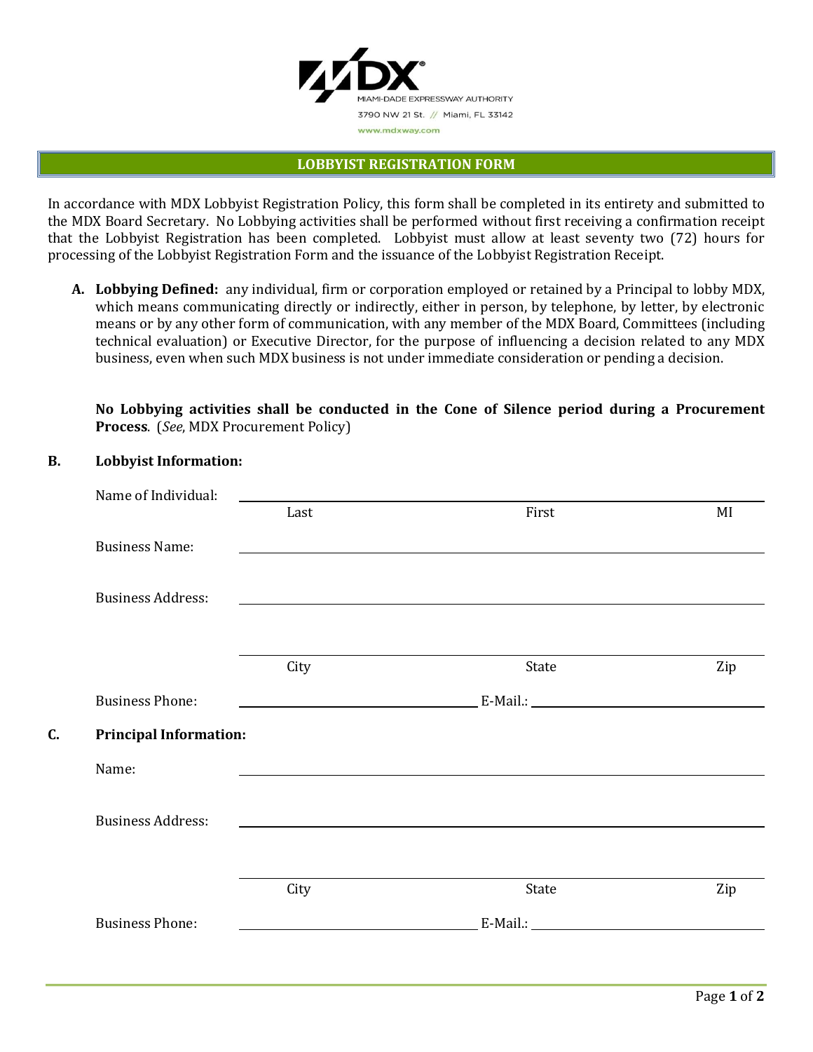MIAMI-DADE EXPRESSWAY AUTHORITY
3790 NW 21 St. // Miami, FL 33142
www.mdxway.com

# LOBBYIST REGISTRATION FORM

In accordance with MDX Lobbyist Registration Policy, this form shall be completed in its entirety and submitted to the MDX Board Secretary. No Lobbying activities shall be performed without first receiving a confirmation receipt that the Lobbyist Registration has been completed. Lobbyist must allow at least seventy two (72) hours for processing of the Lobbyist Registration Form and the issuance of the Lobbyist Registration Receipt.

**A. Lobbying Defined:** any individual, firm or corporation employed or retained by a Principal to lobby MDX, which means communicating directly or indirectly, either in person, by telephone, by letter, by electronic means or by any other form of communication, with any member of the MDX Board, Committees (including technical evaluation) or Executive Director, for the purpose of influencing a decision related to any MDX business, even when such MDX business is not under immediate consideration or pending a decision.

**No Lobbying activities shall be conducted in the Cone of Silence period during a Procurement Process**. (*See*, MDX Procurement Policy)

**B. Lobbyist Information:**

Name of Individual: ______________________________________________
Last First MI

Business Name: ______________________________________________

Business Address: ______________________________________________

______________________________________________
City State Zip

Business Phone: ____________________ E-Mail.: ____________________

**C. Principal Information:**

Name: ______________________________________________

Business Address: ______________________________________________

______________________________________________
City State Zip

Business Phone: ____________________ E-Mail.: ____________________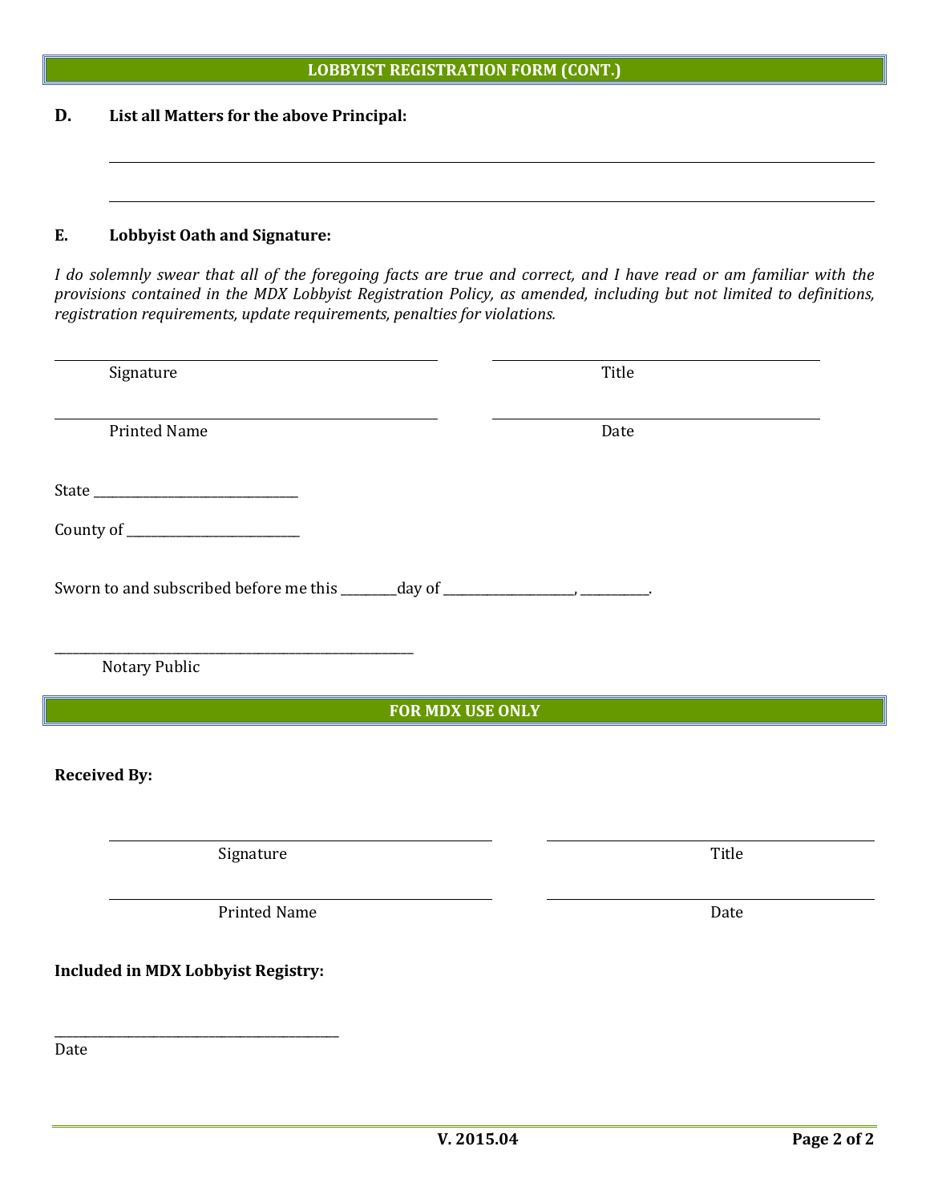## LOBBYIST REGISTRATION FORM (CONT.)

**D. List all Matters for the above Principal:**

\_\_\_\_\_\_\_\_\_\_\_\_\_\_\_\_\_\_\_\_\_\_\_\_\_\_\_\_\_\_\_\_\_\_\_\_\_\_\_\_\_\_\_\_\_\_\_\_\_\_\_\_\_\_\_\_\_\_

\_\_\_\_\_\_\_\_\_\_\_\_\_\_\_\_\_\_\_\_\_\_\_\_\_\_\_\_\_\_\_\_\_\_\_\_\_\_\_\_\_\_\_\_\_\_\_\_\_\_\_\_\_\_\_\_\_\_

**E. Lobbyist Oath and Signature:**

*I do solemnly swear that all of the foregoing facts are true and correct, and I have read or am familiar with the provisions contained in the MDX Lobbyist Registration Policy, as amended, including but not limited to definitions, registration requirements, update requirements, penalties for violations.*

| | |
|---|---|
| \_\_\_\_\_\_\_\_\_\_\_\_\_\_\_\_\_\_\_\_\_\_\_\_\_\_\_\_ | \_\_\_\_\_\_\_\_\_\_\_\_\_\_\_\_\_\_\_\_\_\_\_\_ |
| Signature | Title |
| \_\_\_\_\_\_\_\_\_\_\_\_\_\_\_\_\_\_\_\_\_\_\_\_\_\_\_\_ | \_\_\_\_\_\_\_\_\_\_\_\_\_\_\_\_\_\_\_\_\_\_\_\_ |
| Printed Name | Date |

State \_\_\_\_\_\_\_\_\_\_\_\_\_\_\_\_\_\_\_\_\_\_\_\_\_\_\_\_\_\_

County of \_\_\_\_\_\_\_\_\_\_\_\_\_\_\_\_\_\_\_\_\_\_\_\_\_\_

Sworn to and subscribed before me this \_\_\_\_\_\_\_\_day of \_\_\_\_\_\_\_\_\_\_\_\_\_\_\_\_\_\_\_\_, \_\_\_\_\_\_\_\_\_\_.

\_\_\_\_\_\_\_\_\_\_\_\_\_\_\_\_\_\_\_\_\_\_\_\_\_\_\_\_\_\_\_\_\_\_\_\_\_\_\_\_\_\_\_\_\_\_\_\_\_\_\_\_\_\_\_\_\_\_

Notary Public

## FOR MDX USE ONLY

**Received By:**

| | |
|---|---|
| \_\_\_\_\_\_\_\_\_\_\_\_\_\_\_\_\_\_\_\_\_\_\_\_\_\_\_\_ | \_\_\_\_\_\_\_\_\_\_\_\_\_\_\_\_\_\_\_\_\_\_\_\_ |
| Signature | Title |
| \_\_\_\_\_\_\_\_\_\_\_\_\_\_\_\_\_\_\_\_\_\_\_\_\_\_\_\_ | \_\_\_\_\_\_\_\_\_\_\_\_\_\_\_\_\_\_\_\_\_\_\_\_ |
| Printed Name | Date |

**Included in MDX Lobbyist Registry:**

\_\_\_\_\_\_\_\_\_\_\_\_\_\_\_\_\_\_\_\_\_\_\_\_\_\_\_\_\_\_\_\_\_\_\_\_\_\_\_\_\_\_\_\_\_\_

Date

**V. 2015.04**